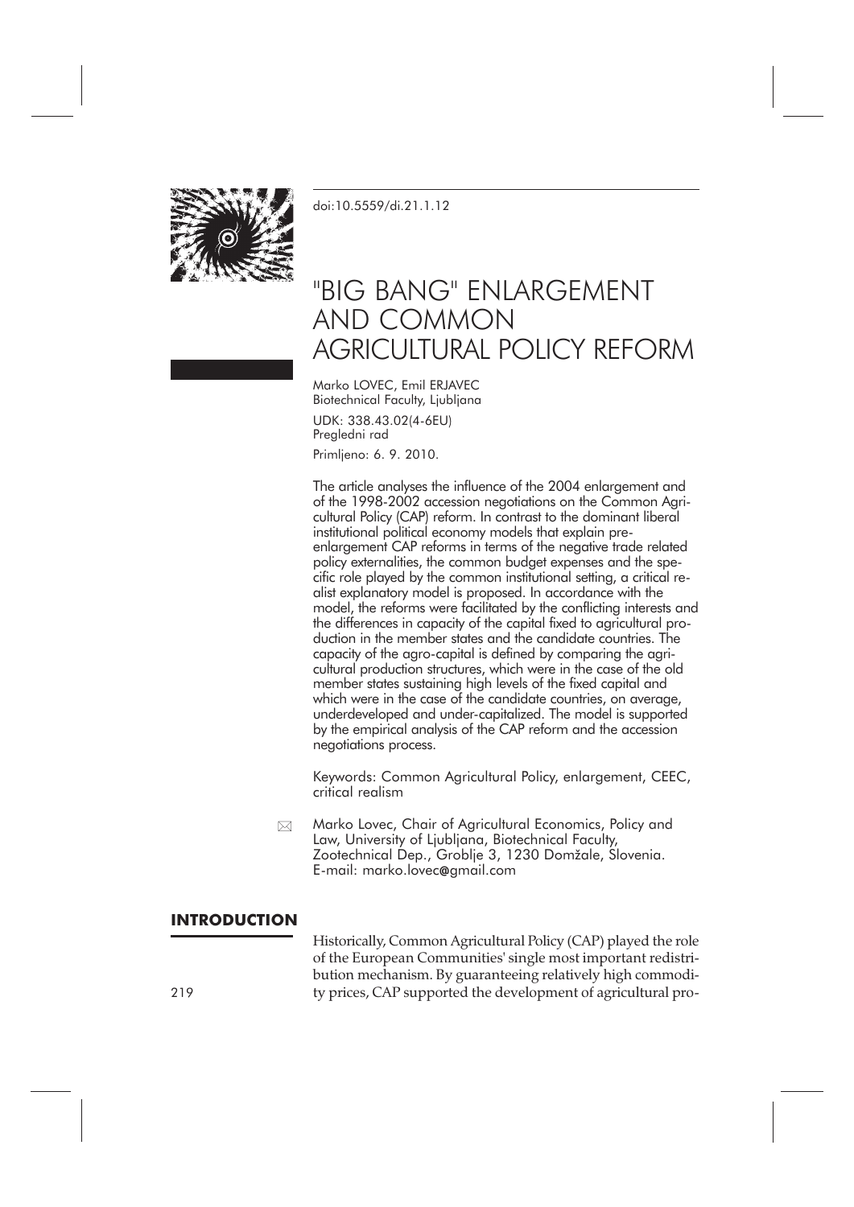doi:10.5559/di.21.1.12

# "BIG BANG" ENLARGEMENT AND COMMON AGRICULTURAL POLICY REFORM

Marko LOVEC, Emil ERJAVEC
Biotechnical Faculty, Ljubljana

UDK: 338.43.02(4-6EU)
Pregledni rad

Primljeno: 6. 9. 2010.

The article analyses the influence of the 2004 enlargement and of the 1998-2002 accession negotiations on the Common Agricultural Policy (CAP) reform. In contrast to the dominant liberal institutional political economy models that explain pre-enlargement CAP reforms in terms of the negative trade related policy externalities, the common budget expenses and the specific role played by the common institutional setting, a critical realist explanatory model is proposed. In accordance with the model, the reforms were facilitated by the conflicting interests and the differences in capacity of the capital fixed to agricultural production in the member states and the candidate countries. The capacity of the agro-capital is defined by comparing the agricultural production structures, which were in the case of the old member states sustaining high levels of the fixed capital and which were in the case of the candidate countries, on average, underdeveloped and under-capitalized. The model is supported by the empirical analysis of the CAP reform and the accession negotiations process.

Keywords: Common Agricultural Policy, enlargement, CEEC, critical realism

Marko Lovec, Chair of Agricultural Economics, Policy and Law, University of Ljubljana, Biotechnical Faculty, Zootechnical Dep., Groblje 3, 1230 Domžale, Slovenia.
E-mail: marko.lovec@gmail.com

## INTRODUCTION

Historically, Common Agricultural Policy (CAP) played the role of the European Communities' single most important redistribution mechanism. By guaranteeing relatively high commodity prices, CAP supported the development of agricultural pro-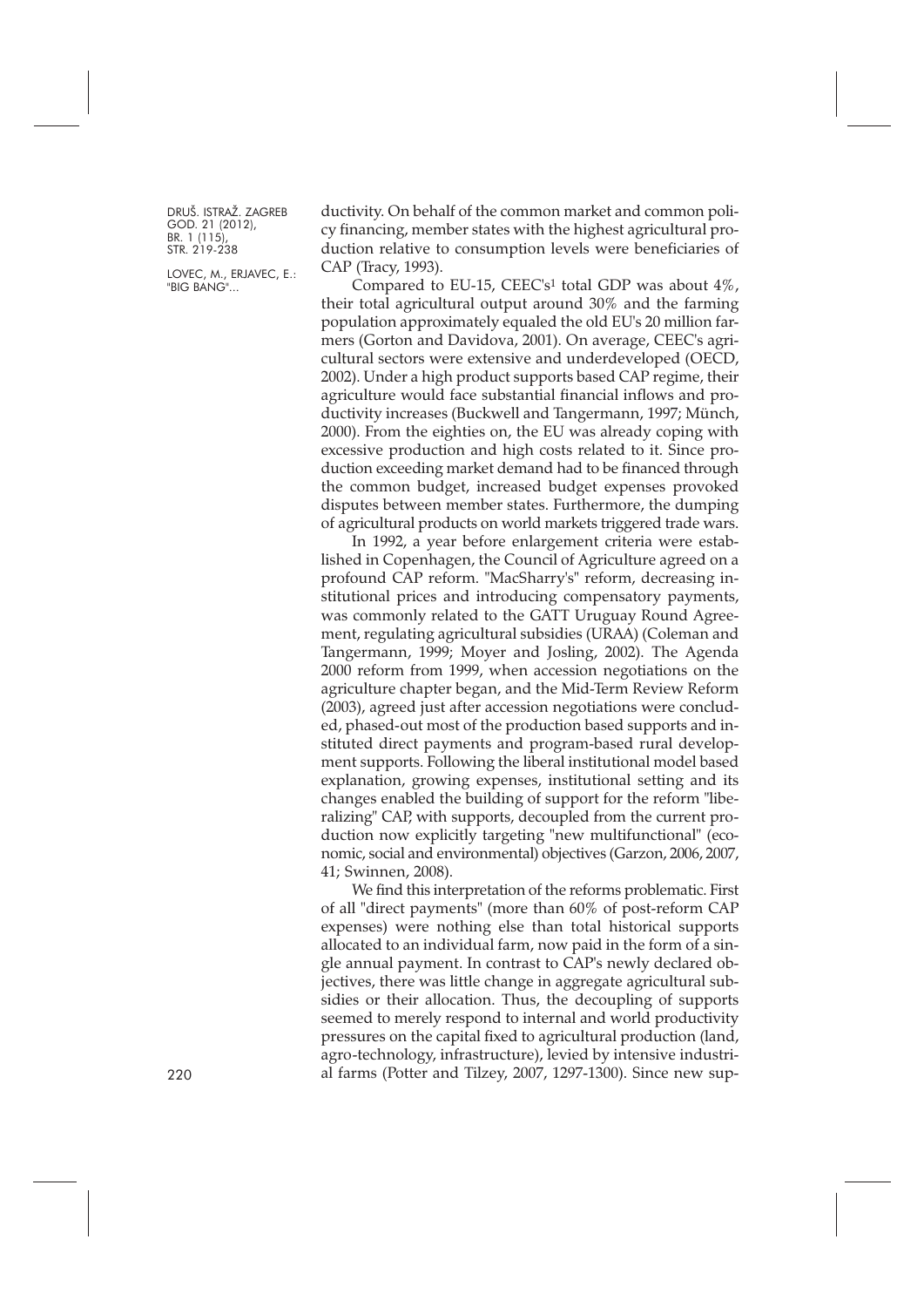ductivity. On behalf of the common market and common policy financing, member states with the highest agricultural production relative to consumption levels were beneficiaries of CAP (Tracy, 1993).

Compared to EU-15, CEEC's[1] total GDP was about 4%, their total agricultural output around 30% and the farming population approximately equaled the old EU's 20 million farmers (Gorton and Davidova, 2001). On average, CEEC's agricultural sectors were extensive and underdeveloped (OECD, 2002). Under a high product supports based CAP regime, their agriculture would face substantial financial inflows and productivity increases (Buckwell and Tangermann, 1997; Münch, 2000). From the eighties on, the EU was already coping with excessive production and high costs related to it. Since production exceeding market demand had to be financed through the common budget, increased budget expenses provoked disputes between member states. Furthermore, the dumping of agricultural products on world markets triggered trade wars.

In 1992, a year before enlargement criteria were established in Copenhagen, the Council of Agriculture agreed on a profound CAP reform. "MacSharry's" reform, decreasing institutional prices and introducing compensatory payments, was commonly related to the GATT Uruguay Round Agreement, regulating agricultural subsidies (URAA) (Coleman and Tangermann, 1999; Moyer and Josling, 2002). The Agenda 2000 reform from 1999, when accession negotiations on the agriculture chapter began, and the Mid-Term Review Reform (2003), agreed just after accession negotiations were concluded, phased-out most of the production based supports and instituted direct payments and program-based rural development supports. Following the liberal institutional model based explanation, growing expenses, institutional setting and its changes enabled the building of support for the reform "liberalizing" CAP, with supports, decoupled from the current production now explicitly targeting "new multifunctional" (economic, social and environmental) objectives (Garzon, 2006, 2007, 41; Swinnen, 2008).

We find this interpretation of the reforms problematic. First of all "direct payments" (more than 60% of post-reform CAP expenses) were nothing else than total historical supports allocated to an individual farm, now paid in the form of a single annual payment. In contrast to CAP's newly declared objectives, there was little change in aggregate agricultural subsidies or their allocation. Thus, the decoupling of supports seemed to merely respond to internal and world productivity pressures on the capital fixed to agricultural production (land, agro-technology, infrastructure), levied by intensive industrial farms (Potter and Tilzey, 2007, 1297-1300). Since new sup-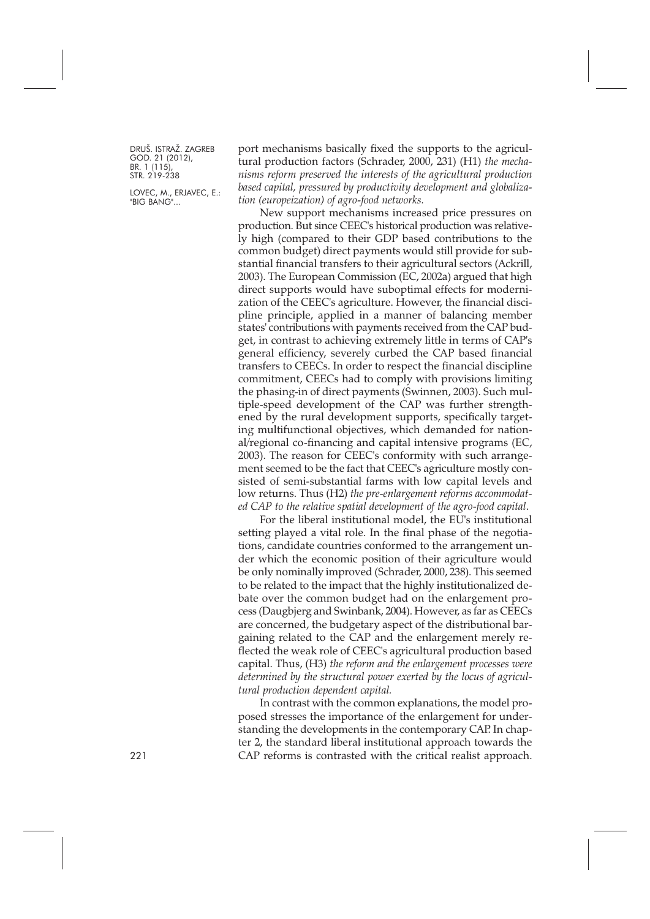port mechanisms basically fixed the supports to the agricultural production factors (Schrader, 2000, 231) (H1) *the mechanisms reform preserved the interests of the agricultural production based capital, pressured by productivity development and globalization (europeization) of agro-food networks.*

New support mechanisms increased price pressures on production. But since CEEC's historical production was relatively high (compared to their GDP based contributions to the common budget) direct payments would still provide for substantial financial transfers to their agricultural sectors (Ackrill, 2003). The European Commission (EC, 2002a) argued that high direct supports would have suboptimal effects for modernization of the CEEC's agriculture. However, the financial discipline principle, applied in a manner of balancing member states' contributions with payments received from the CAP budget, in contrast to achieving extremely little in terms of CAP's general efficiency, severely curbed the CAP based financial transfers to CEECs. In order to respect the financial discipline commitment, CEECs had to comply with provisions limiting the phasing-in of direct payments (Swinnen, 2003). Such multiple-speed development of the CAP was further strengthened by the rural development supports, specifically targeting multifunctional objectives, which demanded for national/regional co-financing and capital intensive programs (EC, 2003). The reason for CEEC's conformity with such arrangement seemed to be the fact that CEEC's agriculture mostly consisted of semi-substantial farms with low capital levels and low returns. Thus (H2) *the pre-enlargement reforms accommodated CAP to the relative spatial development of the agro-food capital.*

For the liberal institutional model, the EU's institutional setting played a vital role. In the final phase of the negotiations, candidate countries conformed to the arrangement under which the economic position of their agriculture would be only nominally improved (Schrader, 2000, 238). This seemed to be related to the impact that the highly institutionalized debate over the common budget had on the enlargement process (Daugbjerg and Swinbank, 2004). However, as far as CEECs are concerned, the budgetary aspect of the distributional bargaining related to the CAP and the enlargement merely reflected the weak role of CEEC's agricultural production based capital. Thus, (H3) *the reform and the enlargement processes were determined by the structural power exerted by the locus of agricultural production dependent capital.*

In contrast with the common explanations, the model proposed stresses the importance of the enlargement for understanding the developments in the contemporary CAP. In chapter 2, the standard liberal institutional approach towards the CAP reforms is contrasted with the critical realist approach.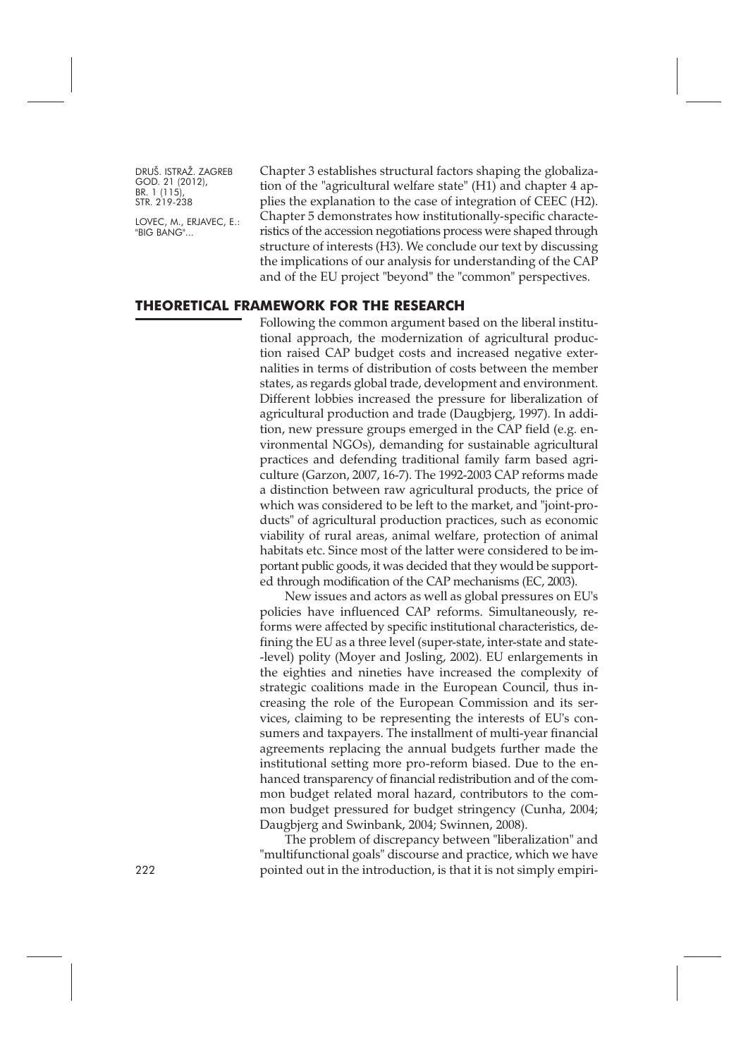Chapter 3 establishes structural factors shaping the globalization of the "agricultural welfare state" (H1) and chapter 4 applies the explanation to the case of integration of CEEC (H2). Chapter 5 demonstrates how institutionally-specific characteristics of the accession negotiations process were shaped through structure of interests (H3). We conclude our text by discussing the implications of our analysis for understanding of the CAP and of the EU project "beyond" the "common" perspectives.

## THEORETICAL FRAMEWORK FOR THE RESEARCH

Following the common argument based on the liberal institutional approach, the modernization of agricultural production raised CAP budget costs and increased negative externalities in terms of distribution of costs between the member states, as regards global trade, development and environment. Different lobbies increased the pressure for liberalization of agricultural production and trade (Daugbjerg, 1997). In addition, new pressure groups emerged in the CAP field (e.g. environmental NGOs), demanding for sustainable agricultural practices and defending traditional family farm based agriculture (Garzon, 2007, 16-7). The 1992-2003 CAP reforms made a distinction between raw agricultural products, the price of which was considered to be left to the market, and "joint-products" of agricultural production practices, such as economic viability of rural areas, animal welfare, protection of animal habitats etc. Since most of the latter were considered to be important public goods, it was decided that they would be supported through modification of the CAP mechanisms (EC, 2003).

New issues and actors as well as global pressures on EU's policies have influenced CAP reforms. Simultaneously, reforms were affected by specific institutional characteristics, defining the EU as a three level (super-state, inter-state and state-level) polity (Moyer and Josling, 2002). EU enlargements in the eighties and nineties have increased the complexity of strategic coalitions made in the European Council, thus increasing the role of the European Commission and its services, claiming to be representing the interests of EU's consumers and taxpayers. The installment of multi-year financial agreements replacing the annual budgets further made the institutional setting more pro-reform biased. Due to the enhanced transparency of financial redistribution and of the common budget related moral hazard, contributors to the common budget pressured for budget stringency (Cunha, 2004; Daugbjerg and Swinbank, 2004; Swinnen, 2008).

The problem of discrepancy between "liberalization" and "multifunctional goals" discourse and practice, which we have pointed out in the introduction, is that it is not simply empiri-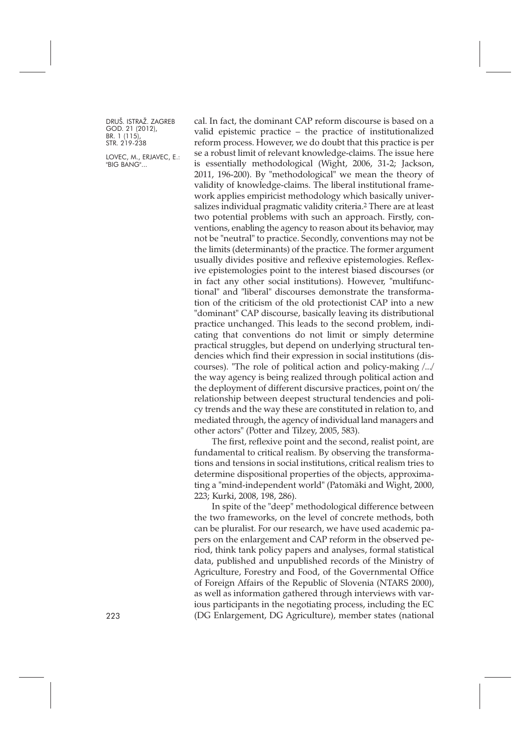cal. In fact, the dominant CAP reform discourse is based on a valid epistemic practice – the practice of institutionalized reform process. However, we do doubt that this practice is per se a robust limit of relevant knowledge-claims. The issue here is essentially methodological (Wight, 2006, 31-2; Jackson, 2011, 196-200). By "methodological" we mean the theory of validity of knowledge-claims. The liberal institutional framework applies empiricist methodology which basically universalizes individual pragmatic validity criteria.[2] There are at least two potential problems with such an approach. Firstly, conventions, enabling the agency to reason about its behavior, may not be "neutral" to practice. Secondly, conventions may not be the limits (determinants) of the practice. The former argument usually divides positive and reflexive epistemologies. Reflexive epistemologies point to the interest biased discourses (or in fact any other social institutions). However, "multifunctional" and "liberal" discourses demonstrate the transformation of the criticism of the old protectionist CAP into a new "dominant" CAP discourse, basically leaving its distributional practice unchanged. This leads to the second problem, indicating that conventions do not limit or simply determine practical struggles, but depend on underlying structural tendencies which find their expression in social institutions (discourses). "The role of political action and policy-making /.../ the way agency is being realized through political action and the deployment of different discursive practices, point on/ the relationship between deepest structural tendencies and policy trends and the way these are constituted in relation to, and mediated through, the agency of individual land managers and other actors" (Potter and Tilzey, 2005, 583).

The first, reflexive point and the second, realist point, are fundamental to critical realism. By observing the transformations and tensions in social institutions, critical realism tries to determine dispositional properties of the objects, approximating a "mind-independent world" (Patomäki and Wight, 2000, 223; Kurki, 2008, 198, 286).

In spite of the "deep" methodological difference between the two frameworks, on the level of concrete methods, both can be pluralist. For our research, we have used academic papers on the enlargement and CAP reform in the observed period, think tank policy papers and analyses, formal statistical data, published and unpublished records of the Ministry of Agriculture, Forestry and Food, of the Governmental Office of Foreign Affairs of the Republic of Slovenia (NTARS 2000), as well as information gathered through interviews with various participants in the negotiating process, including the EC (DG Enlargement, DG Agriculture), member states (national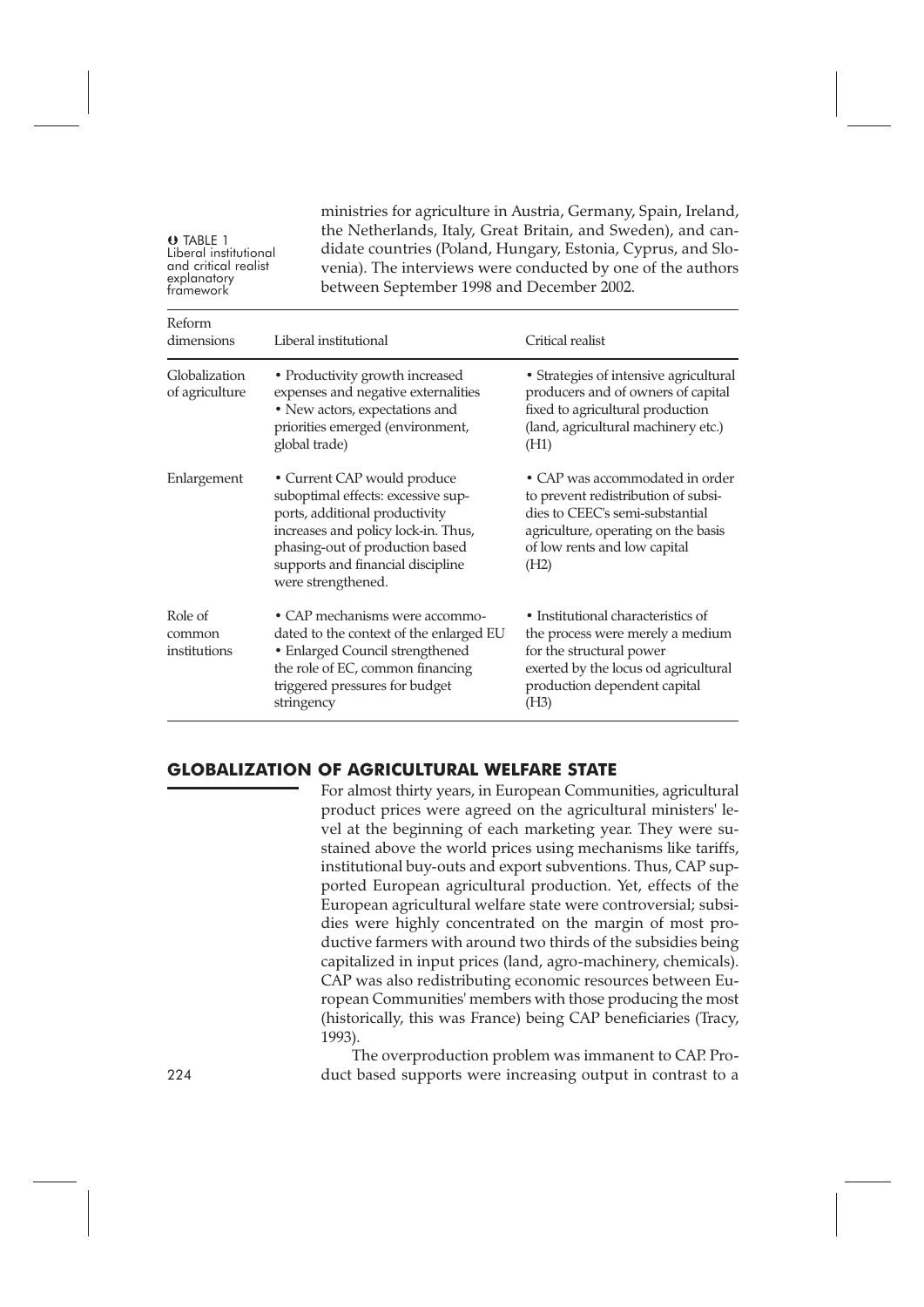ministries for agriculture in Austria, Germany, Spain, Ireland, the Netherlands, Italy, Great Britain, and Sweden), and candidate countries (Poland, Hungary, Estonia, Cyprus, and Slovenia). The interviews were conducted by one of the authors between September 1998 and December 2002.

TABLE 1 Liberal institutional and critical realist explanatory framework

| Reform dimensions | Liberal institutional | Critical realist |
|---|---|---|
| Globalization of agriculture | • Productivity growth increased expenses and negative externalities • New actors, expectations and priorities emerged (environment, global trade) | • Strategies of intensive agricultural producers and of owners of capital fixed to agricultural production (land, agricultural machinery etc.) (H1) |
| Enlargement | • Current CAP would produce suboptimal effects: excessive supports, additional productivity increases and policy lock-in. Thus, phasing-out of production based supports and financial discipline were strengthened. | • CAP was accommodated in order to prevent redistribution of subsidies to CEEC's semi-substantial agriculture, operating on the basis of low rents and low capital (H2) |
| Role of common institutions | • CAP mechanisms were accommodated to the context of the enlarged EU • Enlarged Council strengthened the role of EC, common financing triggered pressures for budget stringency | • Institutional characteristics of the process were merely a medium for the structural power exerted by the locus od agricultural production dependent capital (H3) |

## GLOBALIZATION OF AGRICULTURAL WELFARE STATE

For almost thirty years, in European Communities, agricultural product prices were agreed on the agricultural ministers' level at the beginning of each marketing year. They were sustained above the world prices using mechanisms like tariffs, institutional buy-outs and export subventions. Thus, CAP supported European agricultural production. Yet, effects of the European agricultural welfare state were controversial; subsidies were highly concentrated on the margin of most productive farmers with around two thirds of the subsidies being capitalized in input prices (land, agro-machinery, chemicals). CAP was also redistributing economic resources between European Communities' members with those producing the most (historically, this was France) being CAP beneficiaries (Tracy, 1993).

The overproduction problem was immanent to CAP. Product based supports were increasing output in contrast to a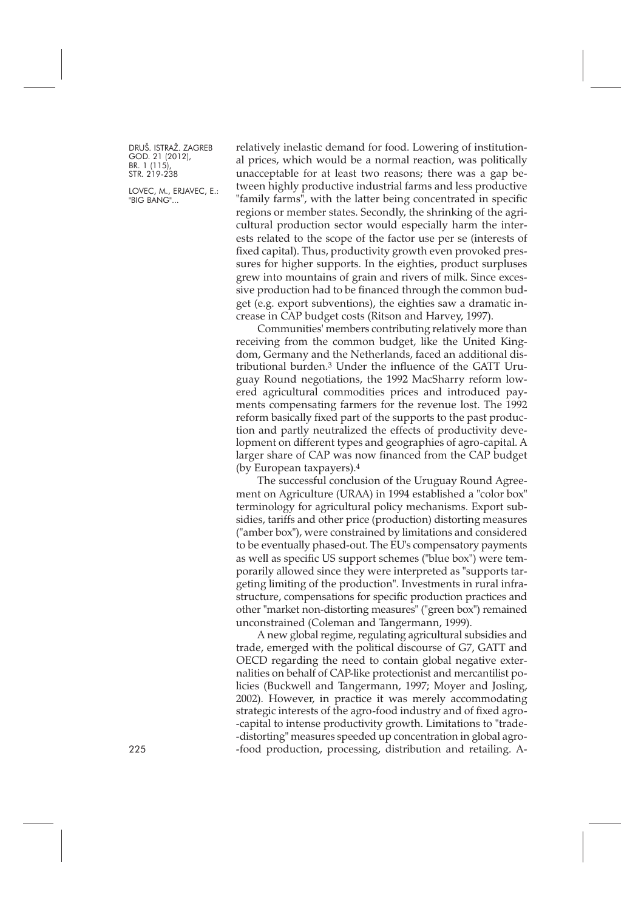relatively inelastic demand for food. Lowering of institutional prices, which would be a normal reaction, was politically unacceptable for at least two reasons; there was a gap between highly productive industrial farms and less productive "family farms", with the latter being concentrated in specific regions or member states. Secondly, the shrinking of the agricultural production sector would especially harm the interests related to the scope of the factor use per se (interests of fixed capital). Thus, productivity growth even provoked pressures for higher supports. In the eighties, product surpluses grew into mountains of grain and rivers of milk. Since excessive production had to be financed through the common budget (e.g. export subventions), the eighties saw a dramatic increase in CAP budget costs (Ritson and Harvey, 1997).

Communities' members contributing relatively more than receiving from the common budget, like the United Kingdom, Germany and the Netherlands, faced an additional distributional burden.[3] Under the influence of the GATT Uruguay Round negotiations, the 1992 MacSharry reform lowered agricultural commodities prices and introduced payments compensating farmers for the revenue lost. The 1992 reform basically fixed part of the supports to the past production and partly neutralized the effects of productivity development on different types and geographies of agro-capital. A larger share of CAP was now financed from the CAP budget (by European taxpayers).[4]

The successful conclusion of the Uruguay Round Agreement on Agriculture (URAA) in 1994 established a "color box" terminology for agricultural policy mechanisms. Export subsidies, tariffs and other price (production) distorting measures ("amber box"), were constrained by limitations and considered to be eventually phased-out. The EU's compensatory payments as well as specific US support schemes ("blue box") were temporarily allowed since they were interpreted as "supports targeting limiting of the production". Investments in rural infrastructure, compensations for specific production practices and other "market non-distorting measures" ("green box") remained unconstrained (Coleman and Tangermann, 1999).

A new global regime, regulating agricultural subsidies and trade, emerged with the political discourse of G7, GATT and OECD regarding the need to contain global negative externalities on behalf of CAP-like protectionist and mercantilist policies (Buckwell and Tangermann, 1997; Moyer and Josling, 2002). However, in practice it was merely accommodating strategic interests of the agro-food industry and of fixed agro-capital to intense productivity growth. Limitations to "trade-distorting" measures speeded up concentration in global agro-food production, processing, distribution and retailing. A-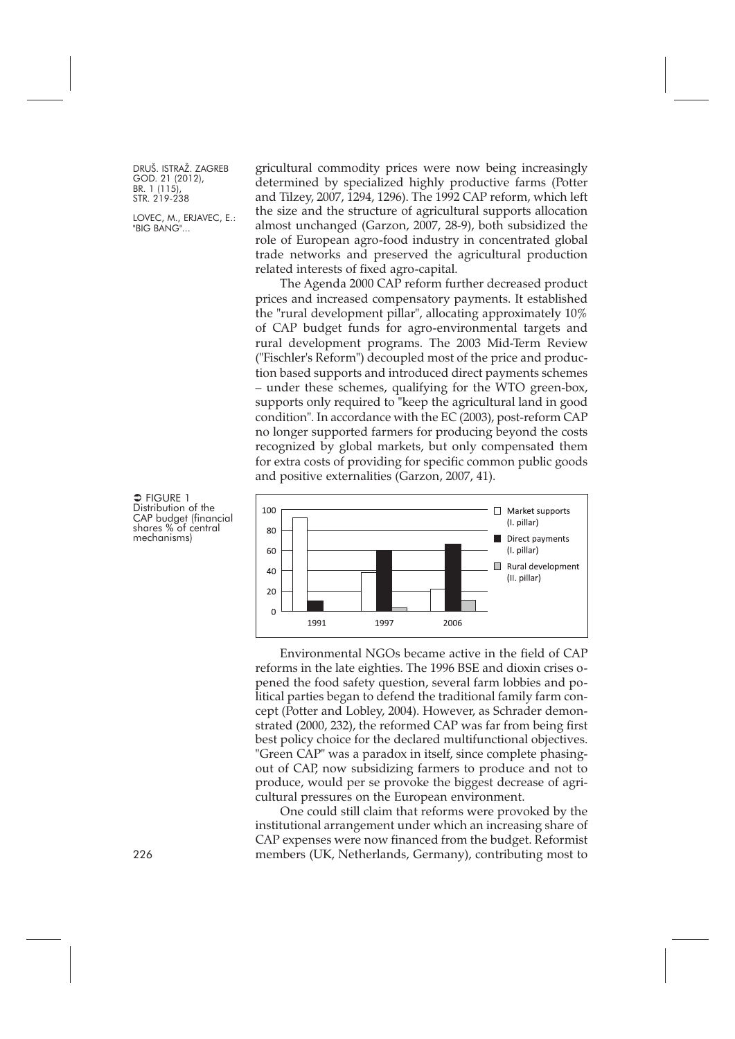gricultural commodity prices were now being increasingly determined by specialized highly productive farms (Potter and Tilzey, 2007, 1294, 1296). The 1992 CAP reform, which left the size and the structure of agricultural supports allocation almost unchanged (Garzon, 2007, 28-9), both subsidized the role of European agro-food industry in concentrated global trade networks and preserved the agricultural production related interests of fixed agro-capital.

The Agenda 2000 CAP reform further decreased product prices and increased compensatory payments. It established the "rural development pillar", allocating approximately 10% of CAP budget funds for agro-environmental targets and rural development programs. The 2003 Mid-Term Review ("Fischler's Reform") decoupled most of the price and production based supports and introduced direct payments schemes – under these schemes, qualifying for the WTO green-box, supports only required to "keep the agricultural land in good condition". In accordance with the EC (2003), post-reform CAP no longer supported farmers for producing beyond the costs recognized by global markets, but only compensated them for extra costs of providing for specific common public goods and positive externalities (Garzon, 2007, 41).

FIGURE 1
Distribution of the CAP budget (financial shares % of central mechanisms)

| | 1991 | 1997 | 2006 |
|---|---|---|---|
| Market supports (I. pillar) | ~92 | ~38 | ~22 |
| Direct payments (I. pillar) | ~10 | ~60 | ~66 |
| Rural development (II. pillar) | – | ~3 | ~11 |

Environmental NGOs became active in the field of CAP reforms in the late eighties. The 1996 BSE and dioxin crises opened the food safety question, several farm lobbies and political parties began to defend the traditional family farm concept (Potter and Lobley, 2004). However, as Schrader demonstrated (2000, 232), the reformed CAP was far from being first best policy choice for the declared multifunctional objectives. "Green CAP" was a paradox in itself, since complete phasing-out of CAP, now subsidizing farmers to produce and not to produce, would per se provoke the biggest decrease of agricultural pressures on the European environment.

One could still claim that reforms were provoked by the institutional arrangement under which an increasing share of CAP expenses were now financed from the budget. Reformist members (UK, Netherlands, Germany), contributing most to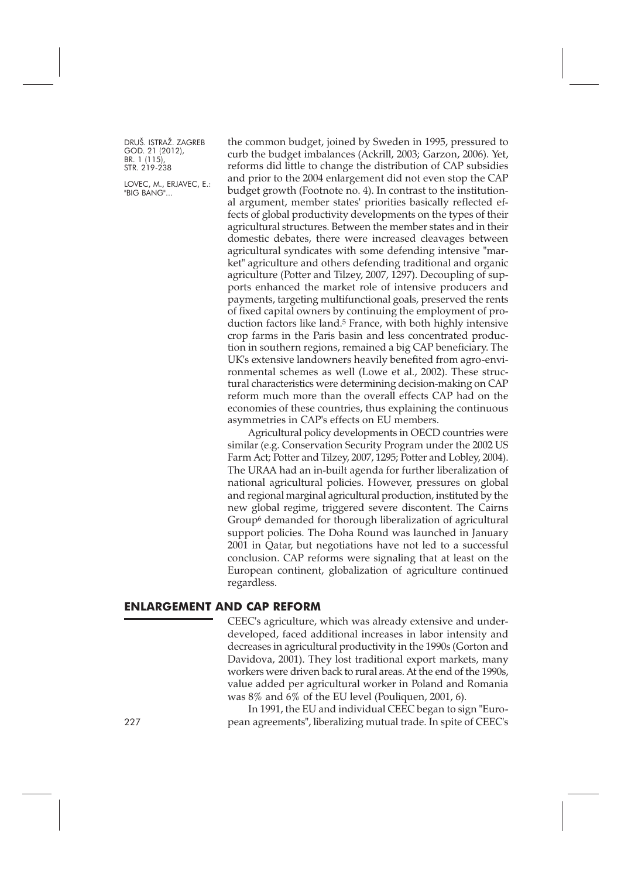the common budget, joined by Sweden in 1995, pressured to curb the budget imbalances (Ackrill, 2003; Garzon, 2006). Yet, reforms did little to change the distribution of CAP subsidies and prior to the 2004 enlargement did not even stop the CAP budget growth (Footnote no. 4). In contrast to the institutional argument, member states' priorities basically reflected effects of global productivity developments on the types of their agricultural structures. Between the member states and in their domestic debates, there were increased cleavages between agricultural syndicates with some defending intensive "market" agriculture and others defending traditional and organic agriculture (Potter and Tilzey, 2007, 1297). Decoupling of supports enhanced the market role of intensive producers and payments, targeting multifunctional goals, preserved the rents of fixed capital owners by continuing the employment of production factors like land.[5] France, with both highly intensive crop farms in the Paris basin and less concentrated production in southern regions, remained a big CAP beneficiary. The UK's extensive landowners heavily benefited from agro-environmental schemes as well (Lowe et al., 2002). These structural characteristics were determining decision-making on CAP reform much more than the overall effects CAP had on the economies of these countries, thus explaining the continuous asymmetries in CAP's effects on EU members.

Agricultural policy developments in OECD countries were similar (e.g. Conservation Security Program under the 2002 US Farm Act; Potter and Tilzey, 2007, 1295; Potter and Lobley, 2004). The URAA had an in-built agenda for further liberalization of national agricultural policies. However, pressures on global and regional marginal agricultural production, instituted by the new global regime, triggered severe discontent. The Cairns Group[6] demanded for thorough liberalization of agricultural support policies. The Doha Round was launched in January 2001 in Qatar, but negotiations have not led to a successful conclusion. CAP reforms were signaling that at least on the European continent, globalization of agriculture continued regardless.

## ENLARGEMENT AND CAP REFORM

CEEC's agriculture, which was already extensive and underdeveloped, faced additional increases in labor intensity and decreases in agricultural productivity in the 1990s (Gorton and Davidova, 2001). They lost traditional export markets, many workers were driven back to rural areas. At the end of the 1990s, value added per agricultural worker in Poland and Romania was 8% and 6% of the EU level (Pouliquen, 2001, 6).

In 1991, the EU and individual CEEC began to sign "European agreements", liberalizing mutual trade. In spite of CEEC's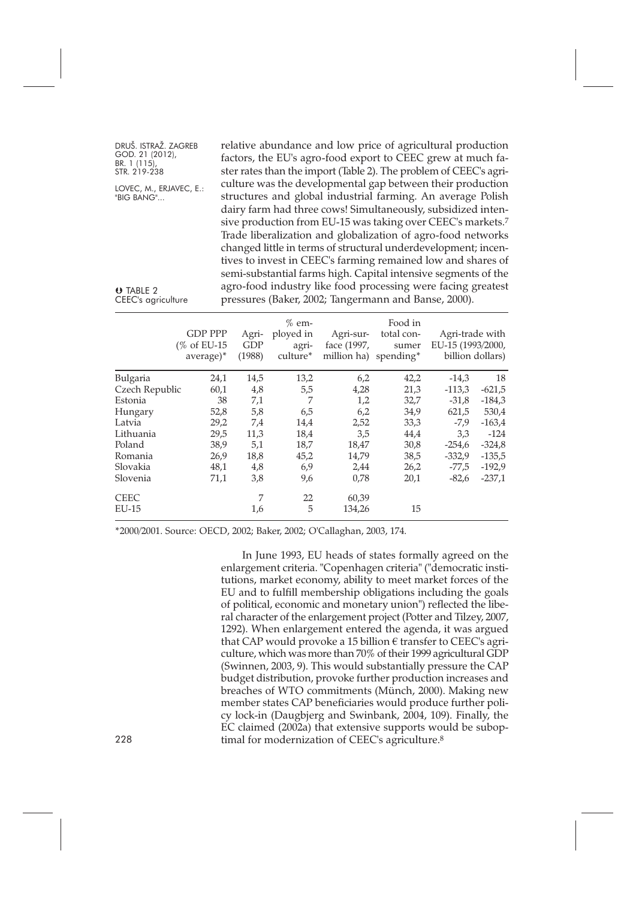relative abundance and low price of agricultural production factors, the EU's agro-food export to CEEC grew at much faster rates than the import (Table 2). The problem of CEEC's agriculture was the developmental gap between their production structures and global industrial farming. An average Polish dairy farm had three cows! Simultaneously, subsidized intensive production from EU-15 was taking over CEEC's markets.[7] Trade liberalization and globalization of agro-food networks changed little in terms of structural underdevelopment; incentives to invest in CEEC's farming remained low and shares of semi-substantial farms high. Capital intensive segments of the agro-food industry like food processing were facing greatest pressures (Baker, 2002; Tangermann and Banse, 2000).

TABLE 2
CEEC's agriculture

| | GDP PPP (% of EU-15 average)* | Agri-GDP (1988) | % employed in agriculture* | Agri-surface (1997, million ha) | Food in total consumer spending* | Agri-trade with EU-15 (1993/2000, billion dollars) | |
|---|---|---|---|---|---|---|---|
| Bulgaria | 24,1 | 14,5 | 13,2 | 6,2 | 42,2 | -14,3 | 18 |
| Czech Republic | 60,1 | 4,8 | 5,5 | 4,28 | 21,3 | -113,3 | -621,5 |
| Estonia | 38 | 7,1 | 7 | 1,2 | 32,7 | -31,8 | -184,3 |
| Hungary | 52,8 | 5,8 | 6,5 | 6,2 | 34,9 | 621,5 | 530,4 |
| Latvia | 29,2 | 7,4 | 14,4 | 2,52 | 33,3 | -7,9 | -163,4 |
| Lithuania | 29,5 | 11,3 | 18,4 | 3,5 | 44,4 | 3,3 | -124 |
| Poland | 38,9 | 5,1 | 18,7 | 18,47 | 30,8 | -254,6 | -324,8 |
| Romania | 26,9 | 18,8 | 45,2 | 14,79 | 38,5 | -332,9 | -135,5 |
| Slovakia | 48,1 | 4,8 | 6,9 | 2,44 | 26,2 | -77,5 | -192,9 |
| Slovenia | 71,1 | 3,8 | 9,6 | 0,78 | 20,1 | -82,6 | -237,1 |
| CEEC | | 7 | 22 | 60,39 | | | |
| EU-15 | | 1,6 | 5 | 134,26 | 15 | | |

*2000/2001. Source: OECD, 2002; Baker, 2002; O'Callaghan, 2003, 174.

In June 1993, EU heads of states formally agreed on the enlargement criteria. "Copenhagen criteria" ("democratic institutions, market economy, ability to meet market forces of the EU and to fulfill membership obligations including the goals of political, economic and monetary union") reflected the liberal character of the enlargement project (Potter and Tilzey, 2007, 1292). When enlargement entered the agenda, it was argued that CAP would provoke a 15 billion € transfer to CEEC's agriculture, which was more than 70% of their 1999 agricultural GDP (Swinnen, 2003, 9). This would substantially pressure the CAP budget distribution, provoke further production increases and breaches of WTO commitments (Münch, 2000). Making new member states CAP beneficiaries would produce further policy lock-in (Daugbjerg and Swinbank, 2004, 109). Finally, the EC claimed (2002a) that extensive supports would be suboptimal for modernization of CEEC's agriculture.[8]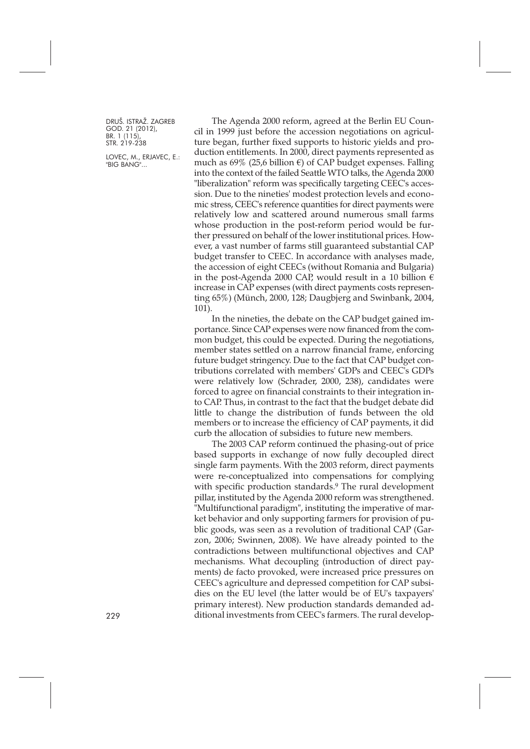The Agenda 2000 reform, agreed at the Berlin EU Council in 1999 just before the accession negotiations on agriculture began, further fixed supports to historic yields and production entitlements. In 2000, direct payments represented as much as 69% (25,6 billion €) of CAP budget expenses. Falling into the context of the failed Seattle WTO talks, the Agenda 2000 "liberalization" reform was specifically targeting CEEC's accession. Due to the nineties' modest protection levels and economic stress, CEEC's reference quantities for direct payments were relatively low and scattered around numerous small farms whose production in the post-reform period would be further pressured on behalf of the lower institutional prices. However, a vast number of farms still guaranteed substantial CAP budget transfer to CEEC. In accordance with analyses made, the accession of eight CEECs (without Romania and Bulgaria) in the post-Agenda 2000 CAP, would result in a 10 billion € increase in CAP expenses (with direct payments costs representing 65%) (Münch, 2000, 128; Daugbjerg and Swinbank, 2004, 101).

In the nineties, the debate on the CAP budget gained importance. Since CAP expenses were now financed from the common budget, this could be expected. During the negotiations, member states settled on a narrow financial frame, enforcing future budget stringency. Due to the fact that CAP budget contributions correlated with members' GDPs and CEEC's GDPs were relatively low (Schrader, 2000, 238), candidates were forced to agree on financial constraints to their integration into CAP. Thus, in contrast to the fact that the budget debate did little to change the distribution of funds between the old members or to increase the efficiency of CAP payments, it did curb the allocation of subsidies to future new members.

The 2003 CAP reform continued the phasing-out of price based supports in exchange of now fully decoupled direct single farm payments. With the 2003 reform, direct payments were re-conceptualized into compensations for complying with specific production standards.[9] The rural development pillar, instituted by the Agenda 2000 reform was strengthened. "Multifunctional paradigm", instituting the imperative of market behavior and only supporting farmers for provision of public goods, was seen as a revolution of traditional CAP (Garzon, 2006; Swinnen, 2008). We have already pointed to the contradictions between multifunctional objectives and CAP mechanisms. What decoupling (introduction of direct payments) de facto provoked, were increased price pressures on CEEC's agriculture and depressed competition for CAP subsidies on the EU level (the latter would be of EU's taxpayers' primary interest). New production standards demanded additional investments from CEEC's farmers. The rural develop-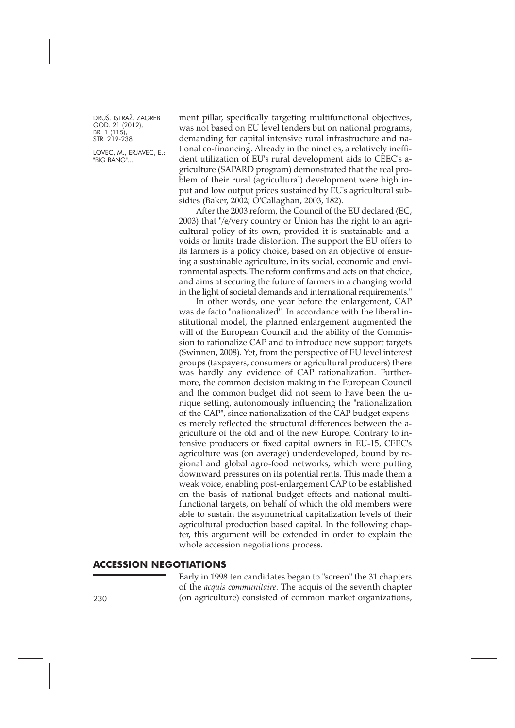ment pillar, specifically targeting multifunctional objectives, was not based on EU level tenders but on national programs, demanding for capital intensive rural infrastructure and national co-financing. Already in the nineties, a relatively inefficient utilization of EU's rural development aids to CEEC's agriculture (SAPARD program) demonstrated that the real problem of their rural (agricultural) development were high input and low output prices sustained by EU's agricultural subsidies (Baker, 2002; O'Callaghan, 2003, 182).

After the 2003 reform, the Council of the EU declared (EC, 2003) that "/e/very country or Union has the right to an agricultural policy of its own, provided it is sustainable and avoids or limits trade distortion. The support the EU offers to its farmers is a policy choice, based on an objective of ensuring a sustainable agriculture, in its social, economic and environmental aspects. The reform confirms and acts on that choice, and aims at securing the future of farmers in a changing world in the light of societal demands and international requirements."

In other words, one year before the enlargement, CAP was de facto "nationalized". In accordance with the liberal institutional model, the planned enlargement augmented the will of the European Council and the ability of the Commission to rationalize CAP and to introduce new support targets (Swinnen, 2008). Yet, from the perspective of EU level interest groups (taxpayers, consumers or agricultural producers) there was hardly any evidence of CAP rationalization. Furthermore, the common decision making in the European Council and the common budget did not seem to have been the unique setting, autonomously influencing the "rationalization of the CAP", since nationalization of the CAP budget expenses merely reflected the structural differences between the agriculture of the old and of the new Europe. Contrary to intensive producers or fixed capital owners in EU-15, CEEC's agriculture was (on average) underdeveloped, bound by regional and global agro-food networks, which were putting downward pressures on its potential rents. This made them a weak voice, enabling post-enlargement CAP to be established on the basis of national budget effects and national multifunctional targets, on behalf of which the old members were able to sustain the asymmetrical capitalization levels of their agricultural production based capital. In the following chapter, this argument will be extended in order to explain the whole accession negotiations process.

## ACCESSION NEGOTIATIONS

Early in 1998 ten candidates began to "screen" the 31 chapters of the *acquis communitaire*. The acquis of the seventh chapter (on agriculture) consisted of common market organizations,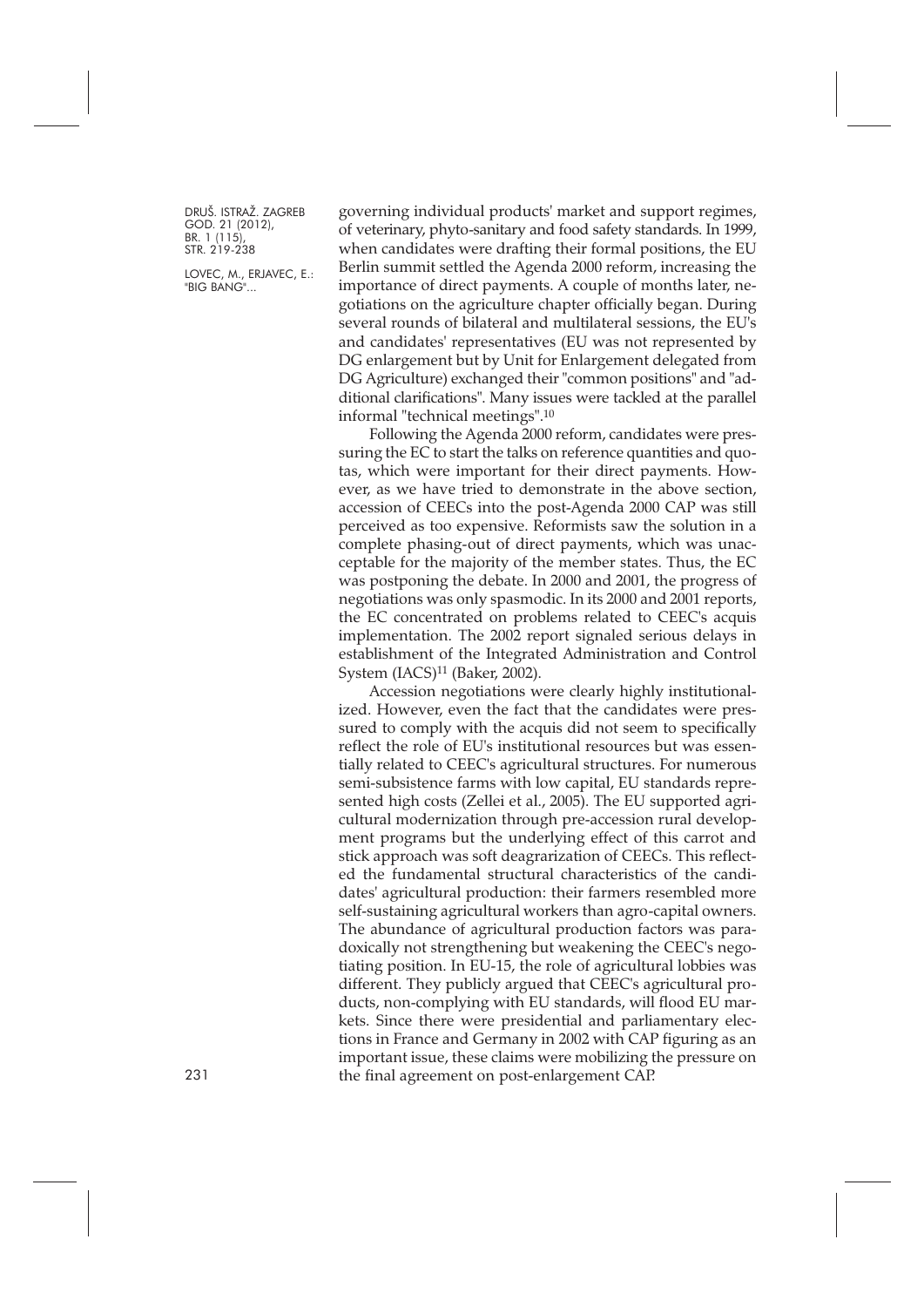governing individual products' market and support regimes, of veterinary, phyto-sanitary and food safety standards. In 1999, when candidates were drafting their formal positions, the EU Berlin summit settled the Agenda 2000 reform, increasing the importance of direct payments. A couple of months later, negotiations on the agriculture chapter officially began. During several rounds of bilateral and multilateral sessions, the EU's and candidates' representatives (EU was not represented by DG enlargement but by Unit for Enlargement delegated from DG Agriculture) exchanged their "common positions" and "additional clarifications". Many issues were tackled at the parallel informal "technical meetings".[10]

Following the Agenda 2000 reform, candidates were pressuring the EC to start the talks on reference quantities and quotas, which were important for their direct payments. However, as we have tried to demonstrate in the above section, accession of CEECs into the post-Agenda 2000 CAP was still perceived as too expensive. Reformists saw the solution in a complete phasing-out of direct payments, which was unacceptable for the majority of the member states. Thus, the EC was postponing the debate. In 2000 and 2001, the progress of negotiations was only spasmodic. In its 2000 and 2001 reports, the EC concentrated on problems related to CEEC's acquis implementation. The 2002 report signaled serious delays in establishment of the Integrated Administration and Control System (IACS)[11] (Baker, 2002).

Accession negotiations were clearly highly institutionalized. However, even the fact that the candidates were pressured to comply with the acquis did not seem to specifically reflect the role of EU's institutional resources but was essentially related to CEEC's agricultural structures. For numerous semi-subsistence farms with low capital, EU standards represented high costs (Zellei et al., 2005). The EU supported agricultural modernization through pre-accession rural development programs but the underlying effect of this carrot and stick approach was soft deagrarization of CEECs. This reflected the fundamental structural characteristics of the candidates' agricultural production: their farmers resembled more self-sustaining agricultural workers than agro-capital owners. The abundance of agricultural production factors was paradoxically not strengthening but weakening the CEEC's negotiating position. In EU-15, the role of agricultural lobbies was different. They publicly argued that CEEC's agricultural products, non-complying with EU standards, will flood EU markets. Since there were presidential and parliamentary elections in France and Germany in 2002 with CAP figuring as an important issue, these claims were mobilizing the pressure on the final agreement on post-enlargement CAP.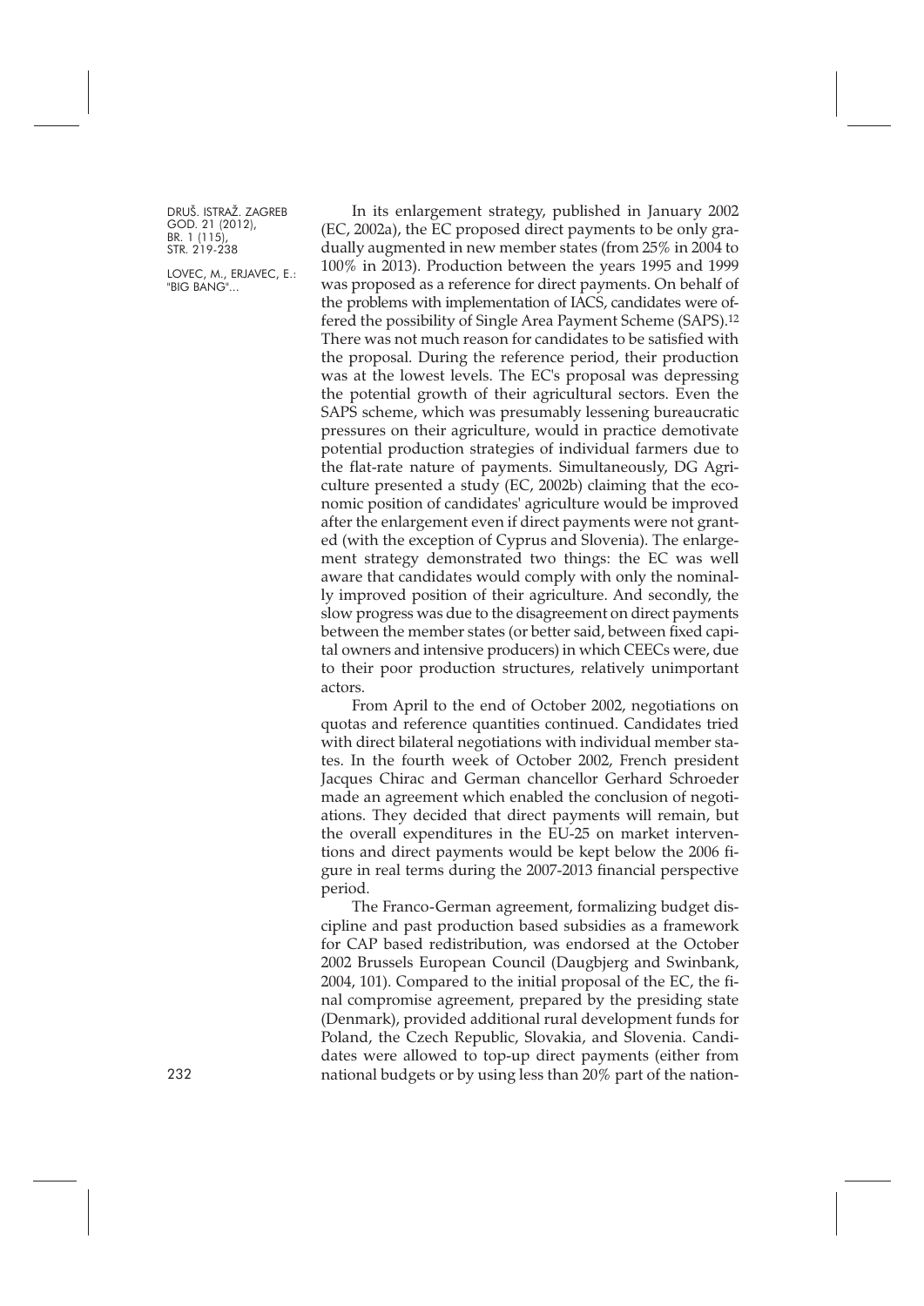In its enlargement strategy, published in January 2002 (EC, 2002a), the EC proposed direct payments to be only gradually augmented in new member states (from 25% in 2004 to 100% in 2013). Production between the years 1995 and 1999 was proposed as a reference for direct payments. On behalf of the problems with implementation of IACS, candidates were offered the possibility of Single Area Payment Scheme (SAPS).[12] There was not much reason for candidates to be satisfied with the proposal. During the reference period, their production was at the lowest levels. The EC's proposal was depressing the potential growth of their agricultural sectors. Even the SAPS scheme, which was presumably lessening bureaucratic pressures on their agriculture, would in practice demotivate potential production strategies of individual farmers due to the flat-rate nature of payments. Simultaneously, DG Agriculture presented a study (EC, 2002b) claiming that the economic position of candidates' agriculture would be improved after the enlargement even if direct payments were not granted (with the exception of Cyprus and Slovenia). The enlargement strategy demonstrated two things: the EC was well aware that candidates would comply with only the nominally improved position of their agriculture. And secondly, the slow progress was due to the disagreement on direct payments between the member states (or better said, between fixed capital owners and intensive producers) in which CEECs were, due to their poor production structures, relatively unimportant actors.

From April to the end of October 2002, negotiations on quotas and reference quantities continued. Candidates tried with direct bilateral negotiations with individual member states. In the fourth week of October 2002, French president Jacques Chirac and German chancellor Gerhard Schroeder made an agreement which enabled the conclusion of negotiations. They decided that direct payments will remain, but the overall expenditures in the EU-25 on market interventions and direct payments would be kept below the 2006 figure in real terms during the 2007-2013 financial perspective period.

The Franco-German agreement, formalizing budget discipline and past production based subsidies as a framework for CAP based redistribution, was endorsed at the October 2002 Brussels European Council (Daugbjerg and Swinbank, 2004, 101). Compared to the initial proposal of the EC, the final compromise agreement, prepared by the presiding state (Denmark), provided additional rural development funds for Poland, the Czech Republic, Slovakia, and Slovenia. Candidates were allowed to top-up direct payments (either from national budgets or by using less than 20% part of the nation-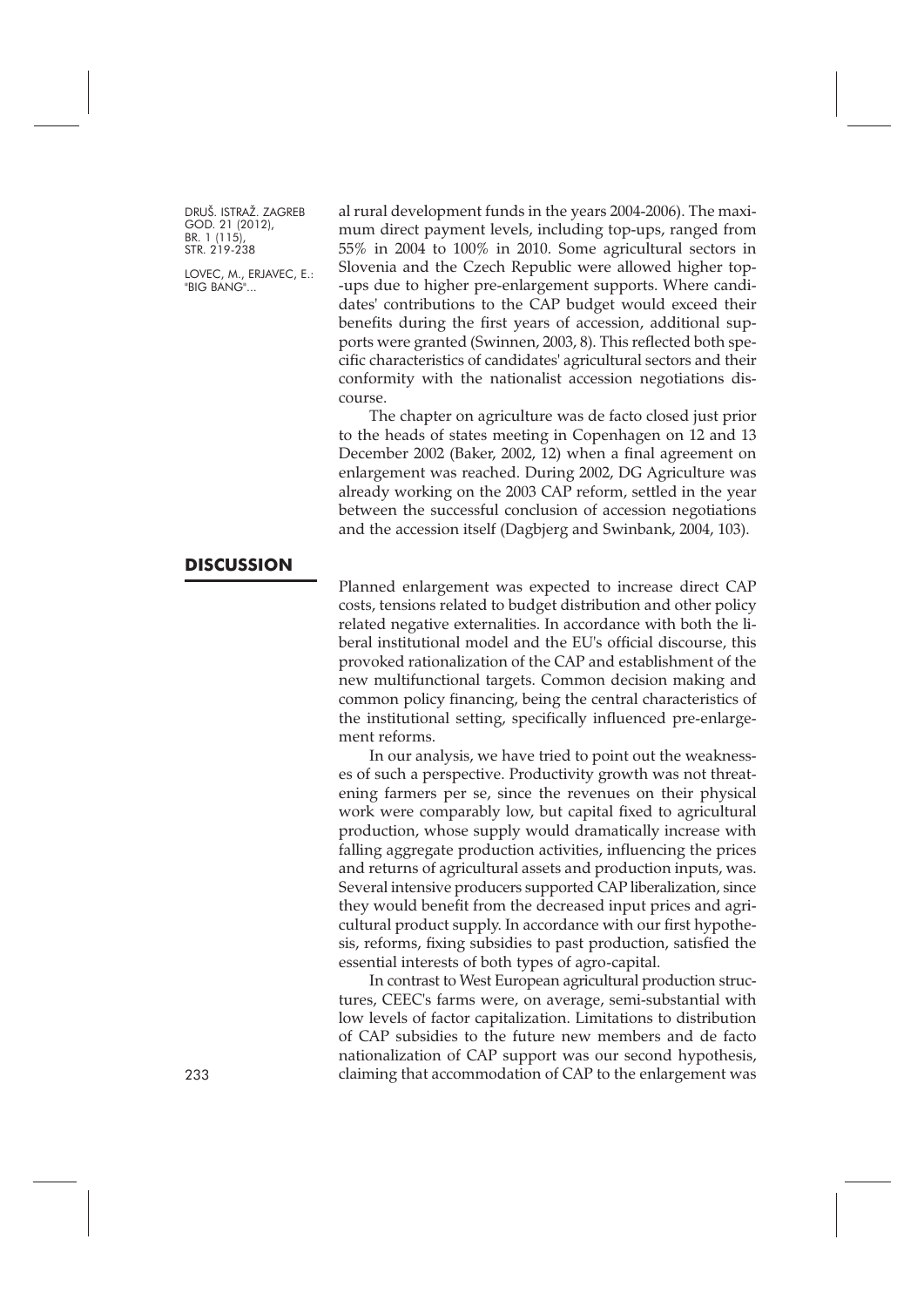al rural development funds in the years 2004-2006). The maximum direct payment levels, including top-ups, ranged from 55% in 2004 to 100% in 2010. Some agricultural sectors in Slovenia and the Czech Republic were allowed higher top-ups due to higher pre-enlargement supports. Where candidates' contributions to the CAP budget would exceed their benefits during the first years of accession, additional supports were granted (Swinnen, 2003, 8). This reflected both specific characteristics of candidates' agricultural sectors and their conformity with the nationalist accession negotiations discourse.

The chapter on agriculture was de facto closed just prior to the heads of states meeting in Copenhagen on 12 and 13 December 2002 (Baker, 2002, 12) when a final agreement on enlargement was reached. During 2002, DG Agriculture was already working on the 2003 CAP reform, settled in the year between the successful conclusion of accession negotiations and the accession itself (Dagbjerg and Swinbank, 2004, 103).

## DISCUSSION

Planned enlargement was expected to increase direct CAP costs, tensions related to budget distribution and other policy related negative externalities. In accordance with both the liberal institutional model and the EU's official discourse, this provoked rationalization of the CAP and establishment of the new multifunctional targets. Common decision making and common policy financing, being the central characteristics of the institutional setting, specifically influenced pre-enlargement reforms.

In our analysis, we have tried to point out the weaknesses of such a perspective. Productivity growth was not threatening farmers per se, since the revenues on their physical work were comparably low, but capital fixed to agricultural production, whose supply would dramatically increase with falling aggregate production activities, influencing the prices and returns of agricultural assets and production inputs, was. Several intensive producers supported CAP liberalization, since they would benefit from the decreased input prices and agricultural product supply. In accordance with our first hypothesis, reforms, fixing subsidies to past production, satisfied the essential interests of both types of agro-capital.

In contrast to West European agricultural production structures, CEEC's farms were, on average, semi-substantial with low levels of factor capitalization. Limitations to distribution of CAP subsidies to the future new members and de facto nationalization of CAP support was our second hypothesis, claiming that accommodation of CAP to the enlargement was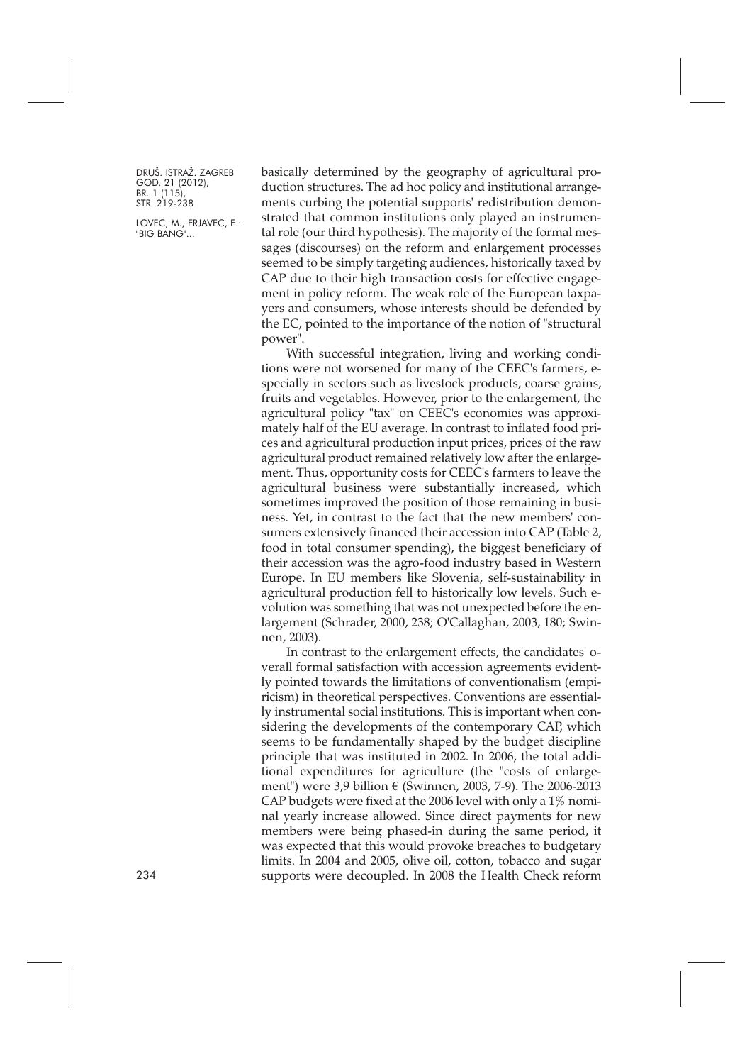basically determined by the geography of agricultural production structures. The ad hoc policy and institutional arrangements curbing the potential supports' redistribution demonstrated that common institutions only played an instrumental role (our third hypothesis). The majority of the formal messages (discourses) on the reform and enlargement processes seemed to be simply targeting audiences, historically taxed by CAP due to their high transaction costs for effective engagement in policy reform. The weak role of the European taxpayers and consumers, whose interests should be defended by the EC, pointed to the importance of the notion of "structural power".

With successful integration, living and working conditions were not worsened for many of the CEEC's farmers, especially in sectors such as livestock products, coarse grains, fruits and vegetables. However, prior to the enlargement, the agricultural policy "tax" on CEEC's economies was approximately half of the EU average. In contrast to inflated food prices and agricultural production input prices, prices of the raw agricultural product remained relatively low after the enlargement. Thus, opportunity costs for CEEC's farmers to leave the agricultural business were substantially increased, which sometimes improved the position of those remaining in business. Yet, in contrast to the fact that the new members' consumers extensively financed their accession into CAP (Table 2, food in total consumer spending), the biggest beneficiary of their accession was the agro-food industry based in Western Europe. In EU members like Slovenia, self-sustainability in agricultural production fell to historically low levels. Such evolution was something that was not unexpected before the enlargement (Schrader, 2000, 238; O'Callaghan, 2003, 180; Swinnen, 2003).

In contrast to the enlargement effects, the candidates' overall formal satisfaction with accession agreements evidently pointed towards the limitations of conventionalism (empiricism) in theoretical perspectives. Conventions are essentially instrumental social institutions. This is important when considering the developments of the contemporary CAP, which seems to be fundamentally shaped by the budget discipline principle that was instituted in 2002. In 2006, the total additional expenditures for agriculture (the "costs of enlargement") were 3,9 billion € (Swinnen, 2003, 7-9). The 2006-2013 CAP budgets were fixed at the 2006 level with only a 1% nominal yearly increase allowed. Since direct payments for new members were being phased-in during the same period, it was expected that this would provoke breaches to budgetary limits. In 2004 and 2005, olive oil, cotton, tobacco and sugar supports were decoupled. In 2008 the Health Check reform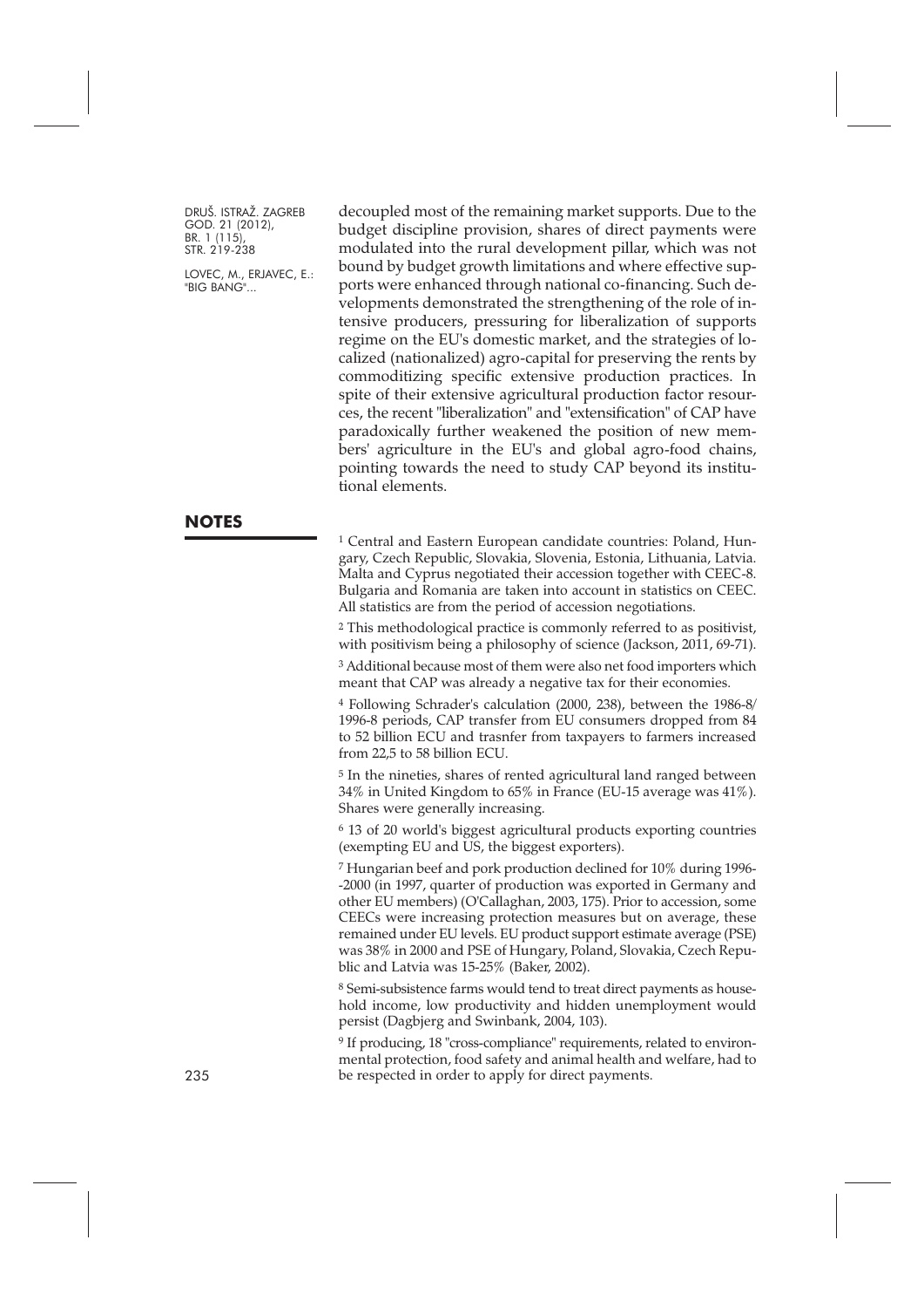decoupled most of the remaining market supports. Due to the budget discipline provision, shares of direct payments were modulated into the rural development pillar, which was not bound by budget growth limitations and where effective supports were enhanced through national co-financing. Such developments demonstrated the strengthening of the role of intensive producers, pressuring for liberalization of supports regime on the EU's domestic market, and the strategies of localized (nationalized) agro-capital for preserving the rents by commoditizing specific extensive production practices. In spite of their extensive agricultural production factor resources, the recent "liberalization" and "extensification" of CAP have paradoxically further weakened the position of new members' agriculture in the EU's and global agro-food chains, pointing towards the need to study CAP beyond its institutional elements.

## NOTES

[1] Central and Eastern European candidate countries: Poland, Hungary, Czech Republic, Slovakia, Slovenia, Estonia, Lithuania, Latvia. Malta and Cyprus negotiated their accession together with CEEC-8. Bulgaria and Romania are taken into account in statistics on CEEC. All statistics are from the period of accession negotiations.

[2] This methodological practice is commonly referred to as positivist, with positivism being a philosophy of science (Jackson, 2011, 69-71).

[3] Additional because most of them were also net food importers which meant that CAP was already a negative tax for their economies.

[4] Following Schrader's calculation (2000, 238), between the 1986-8/1996-8 periods, CAP transfer from EU consumers dropped from 84 to 52 billion ECU and trasnfer from taxpayers to farmers increased from 22,5 to 58 billion ECU.

[5] In the nineties, shares of rented agricultural land ranged between 34% in United Kingdom to 65% in France (EU-15 average was 41%). Shares were generally increasing.

[6] 13 of 20 world's biggest agricultural products exporting countries (exempting EU and US, the biggest exporters).

[7] Hungarian beef and pork production declined for 10% during 1996--2000 (in 1997, quarter of production was exported in Germany and other EU members) (O'Callaghan, 2003, 175). Prior to accession, some CEECs were increasing protection measures but on average, these remained under EU levels. EU product support estimate average (PSE) was 38% in 2000 and PSE of Hungary, Poland, Slovakia, Czech Republic and Latvia was 15-25% (Baker, 2002).

[8] Semi-subsistence farms would tend to treat direct payments as household income, low productivity and hidden unemployment would persist (Dagbjerg and Swinbank, 2004, 103).

[9] If producing, 18 "cross-compliance" requirements, related to environmental protection, food safety and animal health and welfare, had to be respected in order to apply for direct payments.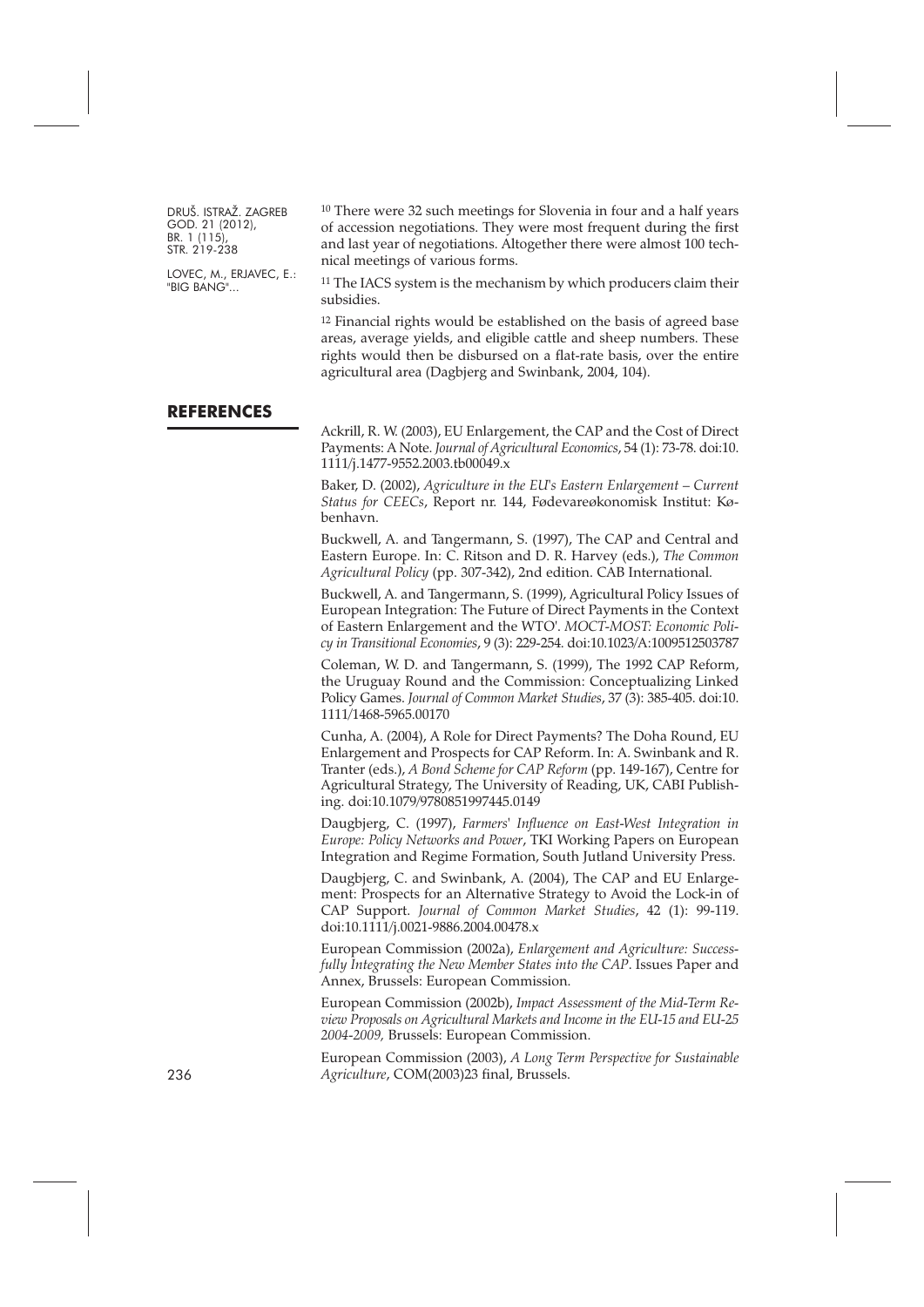[10] There were 32 such meetings for Slovenia in four and a half years of accession negotiations. They were most frequent during the first and last year of negotiations. Altogether there were almost 100 technical meetings of various forms.

[11] The IACS system is the mechanism by which producers claim their subsidies.

[12] Financial rights would be established on the basis of agreed base areas, average yields, and eligible cattle and sheep numbers. These rights would then be disbursed on a flat-rate basis, over the entire agricultural area (Dagbjerg and Swinbank, 2004, 104).

## REFERENCES

Ackrill, R. W. (2003), EU Enlargement, the CAP and the Cost of Direct Payments: A Note. *Journal of Agricultural Economics*, 54 (1): 73-78. doi:10.1111/j.1477-9552.2003.tb00049.x

Baker, D. (2002), *Agriculture in the EU's Eastern Enlargement – Current Status for CEECs*, Report nr. 144, Fødevareøkonomisk Institut: København.

Buckwell, A. and Tangermann, S. (1997), The CAP and Central and Eastern Europe. In: C. Ritson and D. R. Harvey (eds.), *The Common Agricultural Policy* (pp. 307-342), 2nd edition. CAB International.

Buckwell, A. and Tangermann, S. (1999), Agricultural Policy Issues of European Integration: The Future of Direct Payments in the Context of Eastern Enlargement and the WTO'. *MOCT-MOST: Economic Policy in Transitional Economies*, 9 (3): 229-254. doi:10.1023/A:1009512503787

Coleman, W. D. and Tangermann, S. (1999), The 1992 CAP Reform, the Uruguay Round and the Commission: Conceptualizing Linked Policy Games. *Journal of Common Market Studies*, 37 (3): 385-405. doi:10.1111/1468-5965.00170

Cunha, A. (2004), A Role for Direct Payments? The Doha Round, EU Enlargement and Prospects for CAP Reform. In: A. Swinbank and R. Tranter (eds.), *A Bond Scheme for CAP Reform* (pp. 149-167), Centre for Agricultural Strategy, The University of Reading, UK, CABI Publishing. doi:10.1079/9780851997445.0149

Daugbjerg, C. (1997), *Farmers' Influence on East-West Integration in Europe: Policy Networks and Power*, TKI Working Papers on European Integration and Regime Formation, South Jutland University Press.

Daugbjerg, C. and Swinbank, A. (2004), The CAP and EU Enlargement: Prospects for an Alternative Strategy to Avoid the Lock-in of CAP Support. *Journal of Common Market Studies*, 42 (1): 99-119. doi:10.1111/j.0021-9886.2004.00478.x

European Commission (2002a), *Enlargement and Agriculture: Successfully Integrating the New Member States into the CAP*. Issues Paper and Annex, Brussels: European Commission.

European Commission (2002b), *Impact Assessment of the Mid-Term Review Proposals on Agricultural Markets and Income in the EU-15 and EU-25 2004-2009,* Brussels: European Commission.

European Commission (2003), *A Long Term Perspective for Sustainable Agriculture*, COM(2003)23 final, Brussels.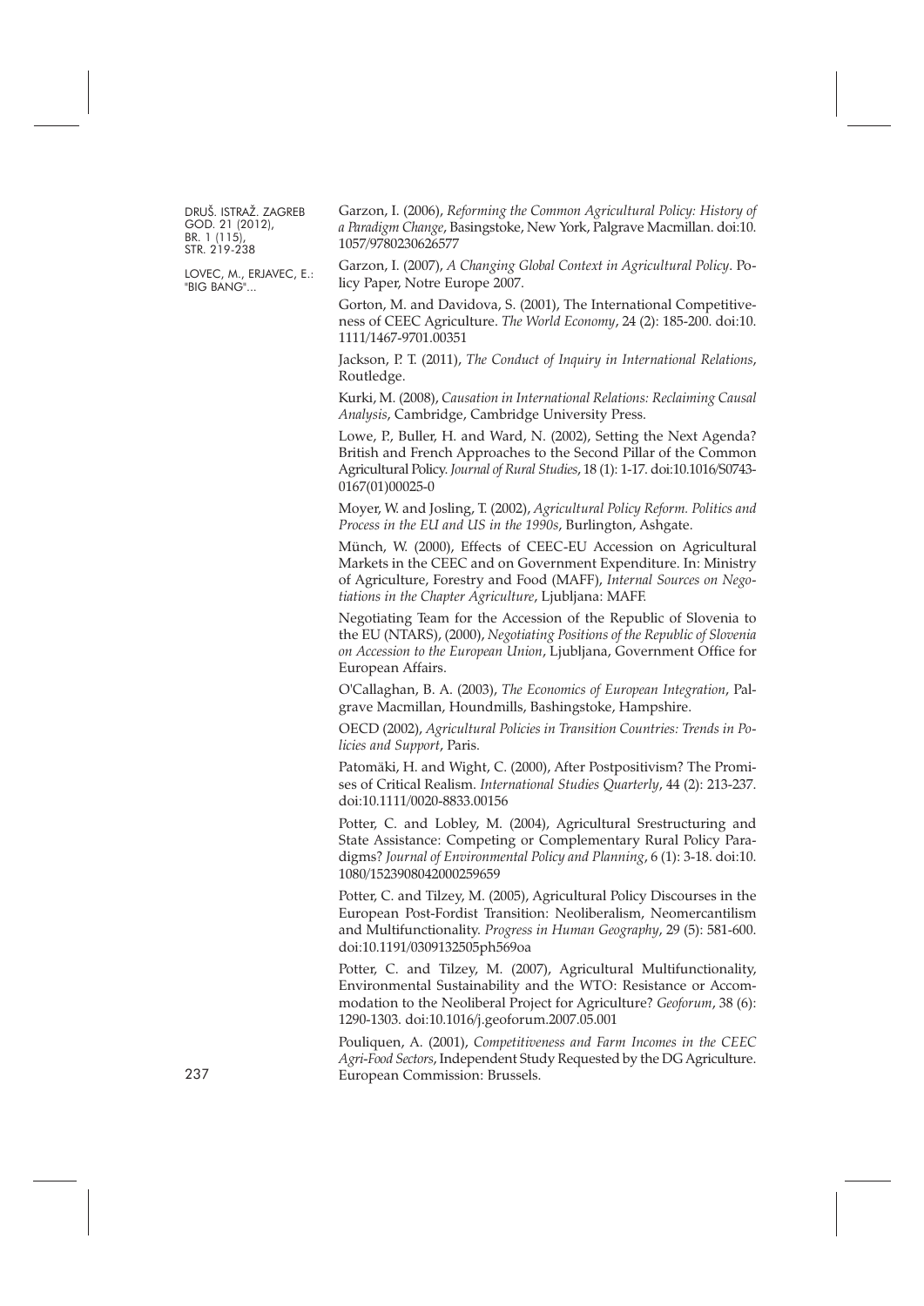Garzon, I. (2006), *Reforming the Common Agricultural Policy: History of a Paradigm Change*, Basingstoke, New York, Palgrave Macmillan. doi:10.1057/9780230626577

Garzon, I. (2007), *A Changing Global Context in Agricultural Policy*. Policy Paper, Notre Europe 2007.

Gorton, M. and Davidova, S. (2001), The International Competitiveness of CEEC Agriculture. *The World Economy*, 24 (2): 185-200. doi:10.1111/1467-9701.00351

Jackson, P. T. (2011), *The Conduct of Inquiry in International Relations*, Routledge.

Kurki, M. (2008), *Causation in International Relations: Reclaiming Causal Analysis*, Cambridge, Cambridge University Press.

Lowe, P., Buller, H. and Ward, N. (2002), Setting the Next Agenda? British and French Approaches to the Second Pillar of the Common Agricultural Policy. *Journal of Rural Studies*, 18 (1): 1-17. doi:10.1016/S0743-0167(01)00025-0

Moyer, W. and Josling, T. (2002), *Agricultural Policy Reform. Politics and Process in the EU and US in the 1990s*, Burlington, Ashgate.

Münch, W. (2000), Effects of CEEC-EU Accession on Agricultural Markets in the CEEC and on Government Expenditure. In: Ministry of Agriculture, Forestry and Food (MAFF), *Internal Sources on Negotiations in the Chapter Agriculture*, Ljubljana: MAFF.

Negotiating Team for the Accession of the Republic of Slovenia to the EU (NTARS), (2000), *Negotiating Positions of the Republic of Slovenia on Accession to the European Union*, Ljubljana, Government Office for European Affairs.

O'Callaghan, B. A. (2003), *The Economics of European Integration*, Palgrave Macmillan, Houndmills, Bashingstoke, Hampshire.

OECD (2002), *Agricultural Policies in Transition Countries: Trends in Policies and Support*, Paris.

Patomäki, H. and Wight, C. (2000), After Postpositivism? The Promises of Critical Realism. *International Studies Quarterly*, 44 (2): 213-237. doi:10.1111/0020-8833.00156

Potter, C. and Lobley, M. (2004), Agricultural Srestructuring and State Assistance: Competing or Complementary Rural Policy Paradigms? *Journal of Environmental Policy and Planning*, 6 (1): 3-18. doi:10.1080/1523908042000259659

Potter, C. and Tilzey, M. (2005), Agricultural Policy Discourses in the European Post-Fordist Transition: Neoliberalism, Neomercantilism and Multifunctionality. *Progress in Human Geography*, 29 (5): 581-600. doi:10.1191/0309132505ph569oa

Potter, C. and Tilzey, M. (2007), Agricultural Multifunctionality, Environmental Sustainability and the WTO: Resistance or Accommodation to the Neoliberal Project for Agriculture? *Geoforum*, 38 (6): 1290-1303. doi:10.1016/j.geoforum.2007.05.001

Pouliquen, A. (2001), *Competitiveness and Farm Incomes in the CEEC Agri-Food Sectors*, Independent Study Requested by the DG Agriculture. European Commission: Brussels.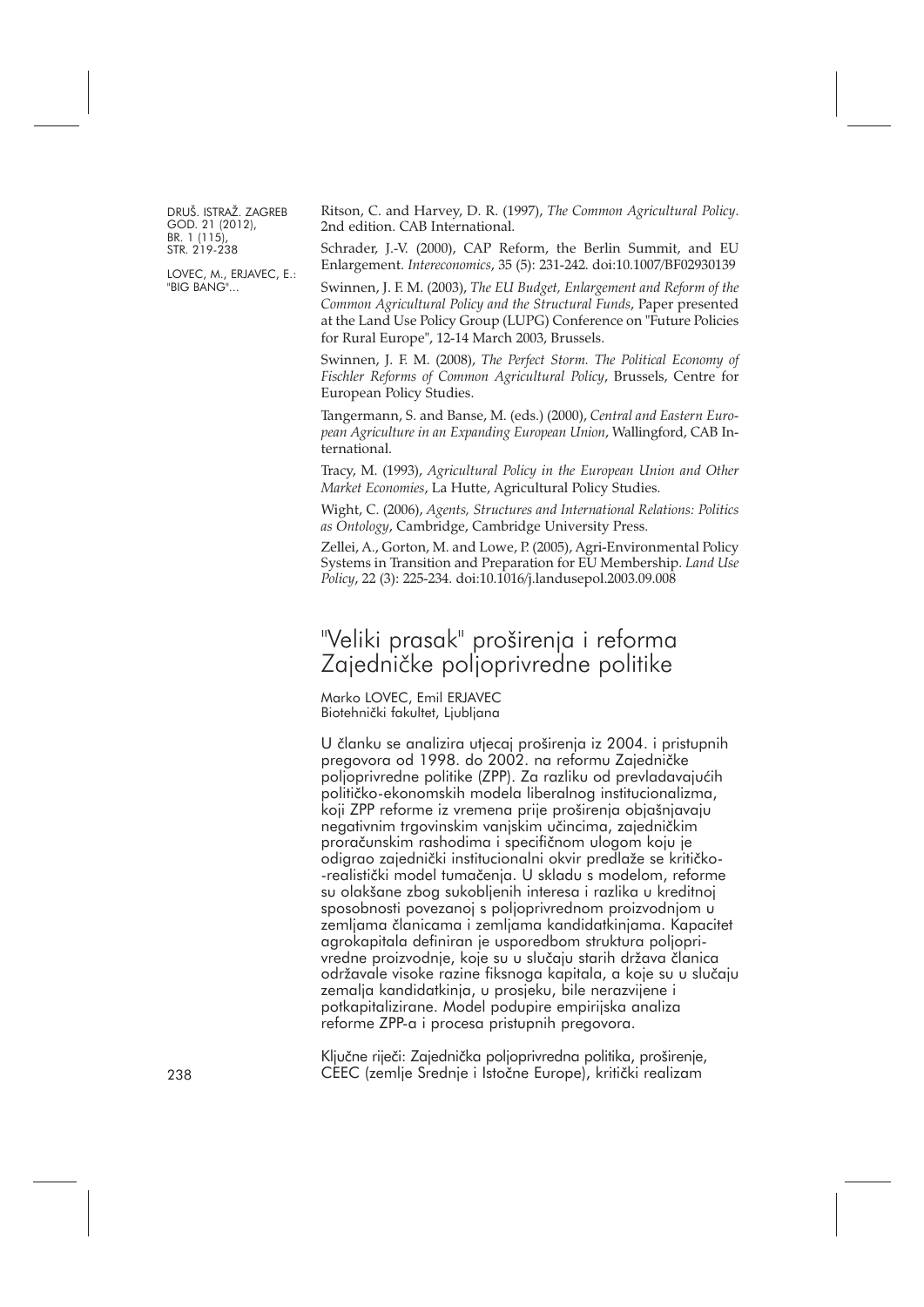Ritson, C. and Harvey, D. R. (1997), *The Common Agricultural Policy*. 2nd edition. CAB International.

Schrader, J.-V. (2000), CAP Reform, the Berlin Summit, and EU Enlargement. *Intereconomics*, 35 (5): 231-242. doi:10.1007/BF02930139

Swinnen, J. F. M. (2003), *The EU Budget, Enlargement and Reform of the Common Agricultural Policy and the Structural Funds*, Paper presented at the Land Use Policy Group (LUPG) Conference on "Future Policies for Rural Europe", 12-14 March 2003, Brussels.

Swinnen, J. F. M. (2008), *The Perfect Storm. The Political Economy of Fischler Reforms of Common Agricultural Policy*, Brussels, Centre for European Policy Studies.

Tangermann, S. and Banse, M. (eds.) (2000), *Central and Eastern European Agriculture in an Expanding European Union*, Wallingford, CAB International.

Tracy, M. (1993), *Agricultural Policy in the European Union and Other Market Economies*, La Hutte, Agricultural Policy Studies.

Wight, C. (2006), *Agents, Structures and International Relations: Politics as Ontology*, Cambridge, Cambridge University Press.

Zellei, A., Gorton, M. and Lowe, P. (2005), Agri-Environmental Policy Systems in Transition and Preparation for EU Membership. *Land Use Policy*, 22 (3): 225-234. doi:10.1016/j.landusepol.2003.09.008

# "Veliki prasak" proširenja i reforma Zajedničke poljoprivredne politike

Marko LOVEC, Emil ERJAVEC
Biotehnički fakultet, Ljubljana

U članku se analizira utjecaj proširenja iz 2004. i pristupnih pregovora od 1998. do 2002. na reformu Zajedničke poljoprivredne politike (ZPP). Za razliku od prevladavajućih političko-ekonomskih modela liberalnog institucionalizma, koji ZPP reforme iz vremena prije proširenja objašnjavaju negativnim trgovinskim vanjskim učincima, zajedničkim proračunskim rashodima i specifičnom ulogom koju je odigrao zajednički institucionalni okvir predlaže se kritičko-realistički model tumačenja. U skladu s modelom, reforme su olakšane zbog sukobljenih interesa i razlika u kreditnoj sposobnosti povezanoj s poljoprivrednom proizvodnjom u zemljama članicama i zemljama kandidatkinjama. Kapacitet agrokapitala definiran je usporedbom struktura poljoprivredne proizvodnje, koje su u slučaju starih država članica održavale visoke razine fiksnoga kapitala, a koje su u slučaju zemalja kandidatkinja, u prosjeku, bile nerazvijene i potkapitalizirane. Model podupire empirijska analiza reforme ZPP-a i procesa pristupnih pregovora.

Ključne riječi: Zajednička poljoprivredna politika, proširenje, CEEC (zemlje Srednje i Istočne Europe), kritički realizam